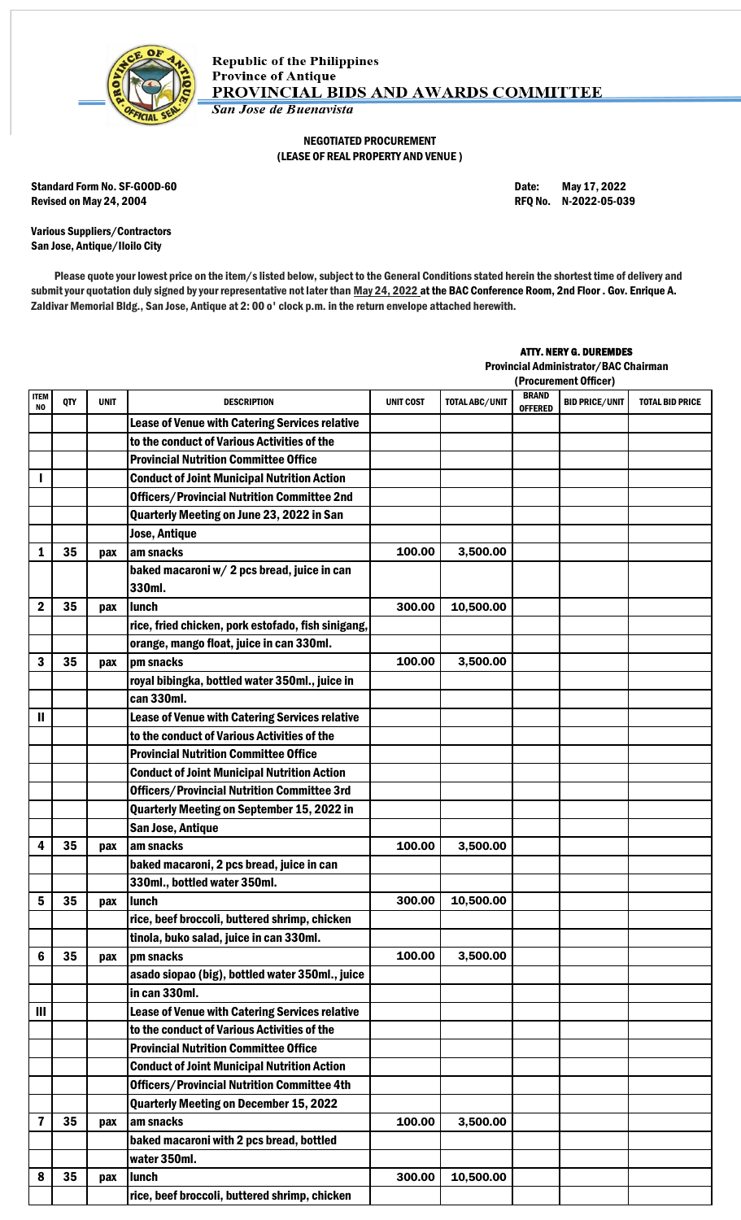Republic of the Philippines
Province of Antique
**PROVINCIAL BIDS AND AWARDS COMMITTEE**
*San Jose de Buenavista*

**NEGOTIATED PROCUREMENT**
**(LEASE OF REAL PROPERTY AND VENUE )**

**Standard Form No. SF-GOOD-60**
**Revised on May 24, 2004**

**Date: May 17, 2022**
**RFQ No. N-2022-05-039**

**Various Suppliers/Contractors**
**San Jose, Antique/Iloilo City**

**Please quote your lowest price on the item/s listed below, subject to the General Conditions stated herein the shortest time of delivery and submit your quotation duly signed by your representative not later than May 24, 2022 at the BAC Conference Room, 2nd Floor . Gov. Enrique A. Zaldivar Memorial Bldg., San Jose, Antique at 2: 00 o' clock p.m. in the return envelope attached herewith.**

**ATTY. NERY G. DUREMDES**
**Provincial Administrator/BAC Chairman**
**(Procurement Officer)**

| ITEM NO | QTY | UNIT | DESCRIPTION | UNIT COST | TOTAL ABC/UNIT | BRAND OFFERED | BID PRICE/UNIT | TOTAL BID PRICE |
|---|---|---|---|---|---|---|---|---|
| | | | **Lease of Venue with Catering Services relative** | | | | | |
| | | | **to the conduct of Various Activities of the** | | | | | |
| | | | **Provincial Nutrition Committee Office** | | | | | |
| I | | | **Conduct of Joint Municipal Nutrition Action** | | | | | |
| | | | **Officers/Provincial Nutrition Committee 2nd** | | | | | |
| | | | **Quarterly Meeting on June 23, 2022 in San** | | | | | |
| | | | **Jose, Antique** | | | | | |
| 1 | 35 | pax | am snacks | 100.00 | 3,500.00 | | | |
| | | | baked macaroni w/ 2 pcs bread, juice in can | | | | | |
| | | | 330ml. | | | | | |
| 2 | 35 | pax | lunch | 300.00 | 10,500.00 | | | |
| | | | rice, fried chicken, pork estofado, fish sinigang, | | | | | |
| | | | orange, mango float, juice in can 330ml. | | | | | |
| 3 | 35 | pax | pm snacks | 100.00 | 3,500.00 | | | |
| | | | royal bibingka, bottled water 350ml., juice in | | | | | |
| | | | can 330ml. | | | | | |
| II | | | **Lease of Venue with Catering Services relative** | | | | | |
| | | | **to the conduct of Various Activities of the** | | | | | |
| | | | **Provincial Nutrition Committee Office** | | | | | |
| | | | **Conduct of Joint Municipal Nutrition Action** | | | | | |
| | | | **Officers/Provincial Nutrition Committee 3rd** | | | | | |
| | | | **Quarterly Meeting on September 15, 2022 in** | | | | | |
| | | | **San Jose, Antique** | | | | | |
| 4 | 35 | pax | am snacks | 100.00 | 3,500.00 | | | |
| | | | baked macaroni, 2 pcs bread, juice in can | | | | | |
| | | | 330ml., bottled water 350ml. | | | | | |
| 5 | 35 | pax | lunch | 300.00 | 10,500.00 | | | |
| | | | rice, beef broccoli, buttered shrimp, chicken | | | | | |
| | | | tinola, buko salad, juice in can 330ml. | | | | | |
| 6 | 35 | pax | pm snacks | 100.00 | 3,500.00 | | | |
| | | | asado siopao (big), bottled water 350ml., juice | | | | | |
| | | | in can 330ml. | | | | | |
| III | | | **Lease of Venue with Catering Services relative** | | | | | |
| | | | **to the conduct of Various Activities of the** | | | | | |
| | | | **Provincial Nutrition Committee Office** | | | | | |
| | | | **Conduct of Joint Municipal Nutrition Action** | | | | | |
| | | | **Officers/Provincial Nutrition Committee 4th** | | | | | |
| | | | **Quarterly Meeting on December 15, 2022** | | | | | |
| 7 | 35 | pax | am snacks | 100.00 | 3,500.00 | | | |
| | | | baked macaroni with 2 pcs bread, bottled | | | | | |
| | | | water 350ml. | | | | | |
| 8 | 35 | pax | lunch | 300.00 | 10,500.00 | | | |
| | | | rice, beef broccoli, buttered shrimp, chicken | | | | | |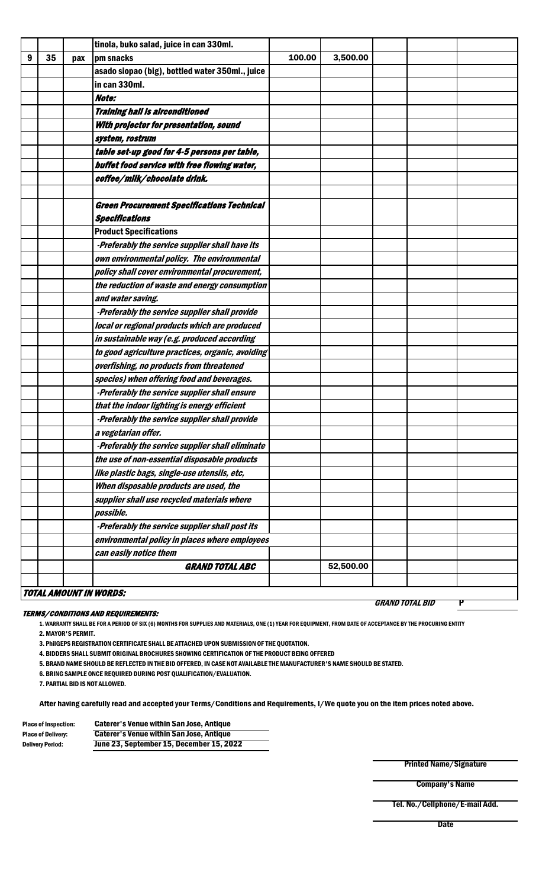| | | | | | | | | |
|---|---|---|---|---|---|---|---|---|
| | | | tinola, buko salad, juice in can 330ml. | | | | | |
| 9 | 35 | pax | pm snacks | 100.00 | 3,500.00 | | | |
| | | | asado siopao (big), bottled water 350ml., juice | | | | | |
| | | | in can 330ml. | | | | | |
| | | | ***Note:*** | | | | | |
| | | | ***Training hall is airconditioned*** | | | | | |
| | | | ***With projector for presentation, sound*** | | | | | |
| | | | ***system, rostrum*** | | | | | |
| | | | ***table set-up good for 4-5 persons per table,*** | | | | | |
| | | | ***buffet food service with free flowing water,*** | | | | | |
| | | | ***coffee/milk/chocolate drink.*** | | | | | |
| | | | | | | | | |
| | | | ***Green Procurement Specifications Technical*** | | | | | |
| | | | ***Specifications*** | | | | | |
| | | | **Product Specifications** | | | | | |
| | | | *-Preferably the service supplier shall have its* | | | | | |
| | | | *own environmental policy. The environmental* | | | | | |
| | | | *policy shall cover environmental procurement,* | | | | | |
| | | | *the reduction of waste and energy consumption* | | | | | |
| | | | *and water saving.* | | | | | |
| | | | *-Preferably the service supplier shall provide* | | | | | |
| | | | *local or regional products which are produced* | | | | | |
| | | | *in sustainable way (e.g. produced according* | | | | | |
| | | | *to good agriculture practices, organic, avoiding* | | | | | |
| | | | *overfishing, no products from threatened* | | | | | |
| | | | *species) when offering food and beverages.* | | | | | |
| | | | *-Preferably the service supplier shall ensure* | | | | | |
| | | | *that the indoor lighting is energy efficient* | | | | | |
| | | | *-Preferably the service supplier shall provide* | | | | | |
| | | | *a vegetarian offer.* | | | | | |
| | | | *-Preferably the service supplier shall eliminate* | | | | | |
| | | | *the use of non-essential disposable products* | | | | | |
| | | | *like plastic bags, single-use utensils, etc,* | | | | | |
| | | | *When disposable products are used, the* | | | | | |
| | | | *supplier shall use recycled materials where* | | | | | |
| | | | *possible.* | | | | | |
| | | | *-Preferably the service supplier shall post its* | | | | | |
| | | | *environmental policy in places where employees* | | | | | |
| | | | *can easily notice them* | | | | | |
| | | | ***GRAND TOTAL ABC*** | | 52,500.00 | | | |
| | | | | | | | | |

***TOTAL AMOUNT IN WORDS:***

***GRAND TOTAL BID*** **P** ____________

***TERMS/CONDITIONS AND REQUIREMENTS:***

1. WARRANTY SHALL BE FOR A PERIOD OF SIX (6) MONTHS FOR SUPPLIES AND MATERIALS, ONE (1) YEAR FOR EQUIPMENT, FROM DATE OF ACCEPTANCE BY THE PROCURING ENTITY
2. MAYOR'S PERMIT.
3. PhilGEPS REGISTRATION CERTIFICATE SHALL BE ATTACHED UPON SUBMISSION OF THE QUOTATION.
4. BIDDERS SHALL SUBMIT ORIGINAL BROCHURES SHOWING CERTIFICATION OF THE PRODUCT BEING OFFERED
5. BRAND NAME SHOULD BE REFLECTED IN THE BID OFFERED, IN CASE NOT AVAILABLE THE MANUFACTURER'S NAME SHOULD BE STATED.
6. BRING SAMPLE ONCE REQUIRED DURING POST QUALIFICATION/EVALUATION.
7. PARTIAL BID IS NOT ALLOWED.

After having carefully read and accepted your Terms/Conditions and Requirements, I/We quote you on the item prices noted above.

Place of Inspection: Caterer's Venue within San Jose, Antique
Place of Delivery: Caterer's Venue within San Jose, Antique
Delivery Period: June 23, September 15, December 15, 2022

____________________
Printed Name/Signature

____________________
Company's Name

____________________
Tel. No./Cellphone/E-mail Add.

____________________
Date